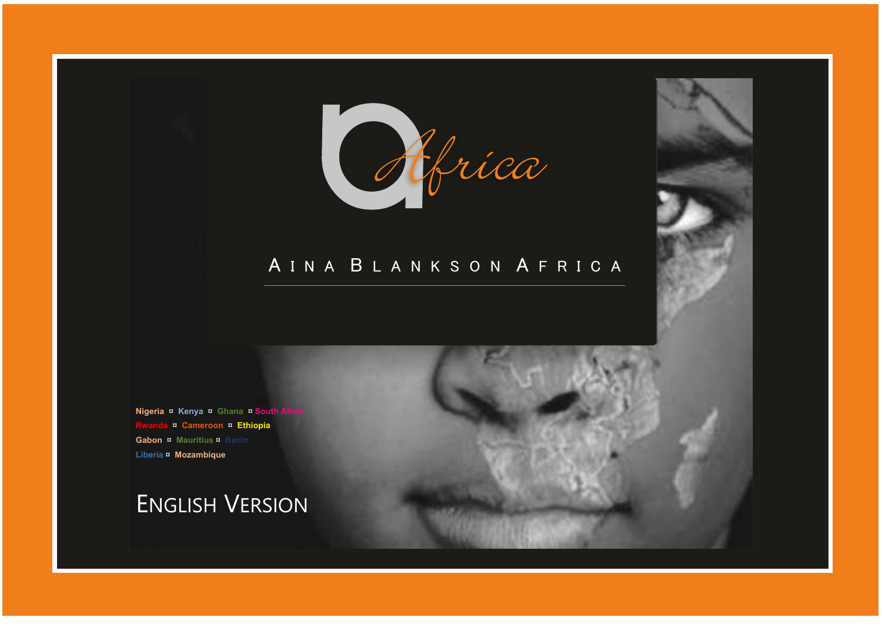# aAfrica

## AINA BLANKSON AFRICA

Nigeria ¤ Kenya ¤ Ghana ¤ South Africa
Rwanda ¤ Cameroon ¤ Ethiopia
Gabon ¤ Mauritius ¤ Benin
Liberia ¤ Mozambique

ENGLISH VERSION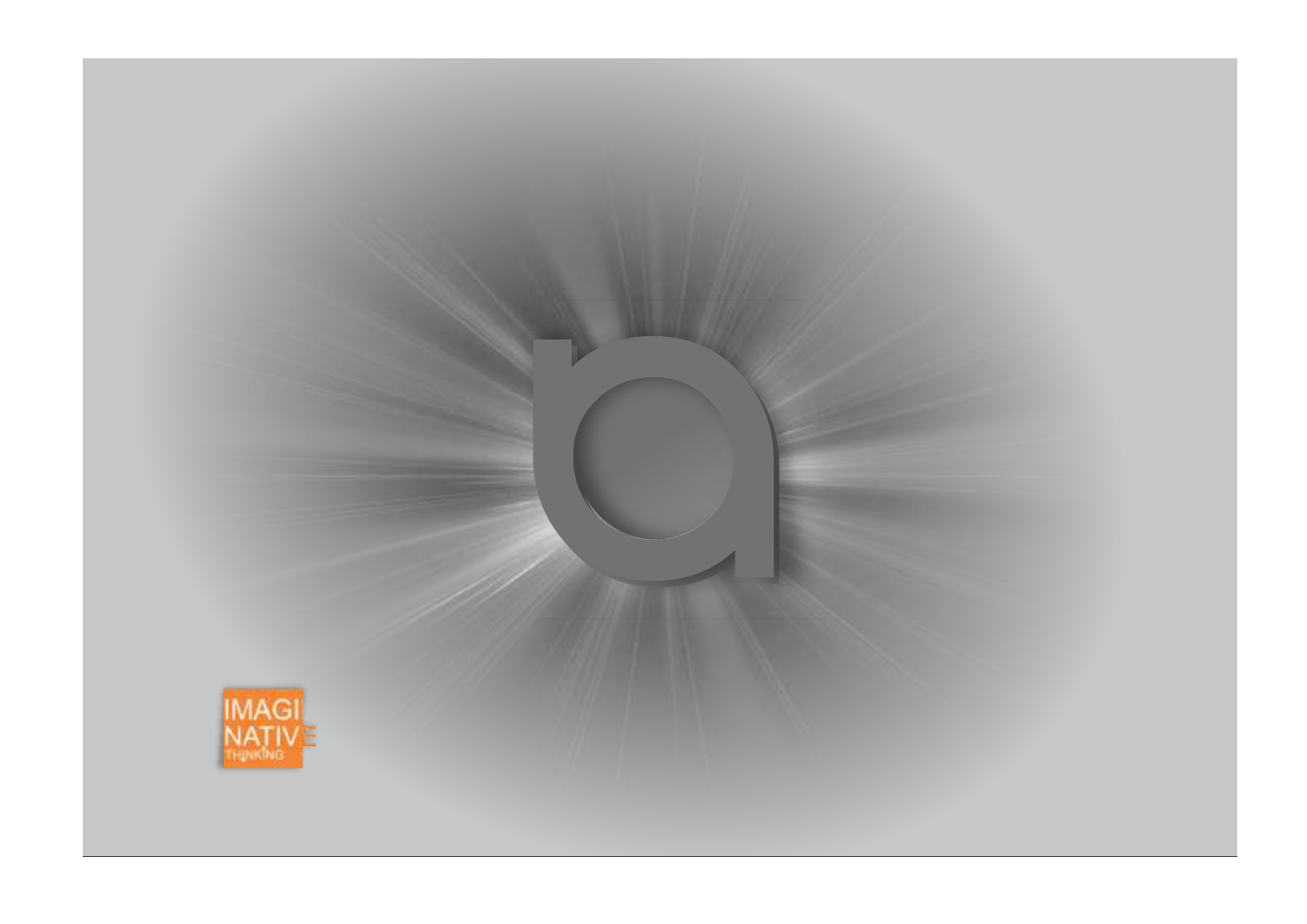IMAGI
NATIVE
THINKING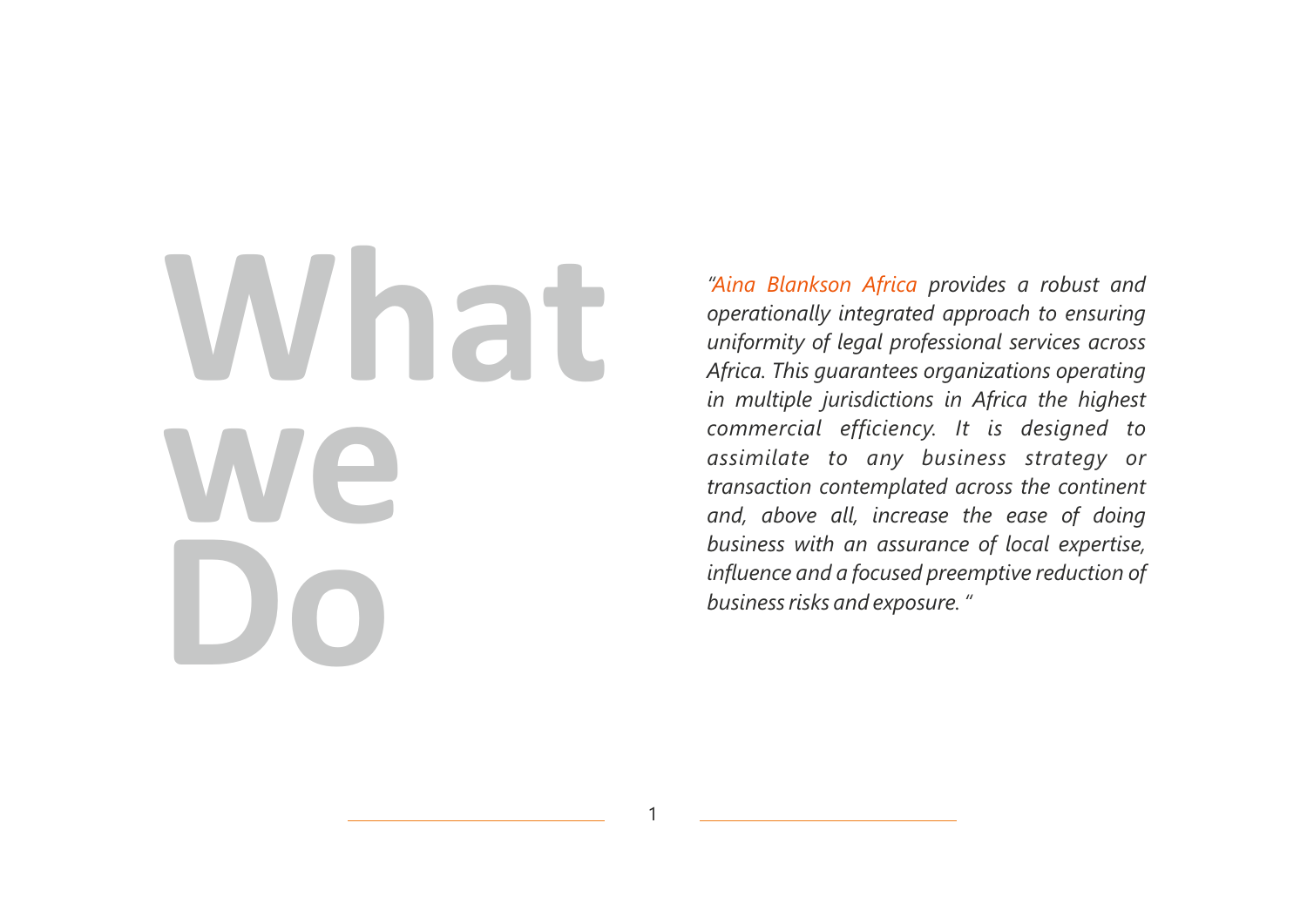# What we Do

*"Aina Blankson Africa provides a robust and operationally integrated approach to ensuring uniformity of legal professional services across Africa. This guarantees organizations operating in multiple jurisdictions in Africa the highest commercial efficiency. It is designed to assimilate to any business strategy or transaction contemplated across the continent and, above all, increase the ease of doing business with an assurance of local expertise, influence and a focused preemptive reduction of business risks and exposure. "*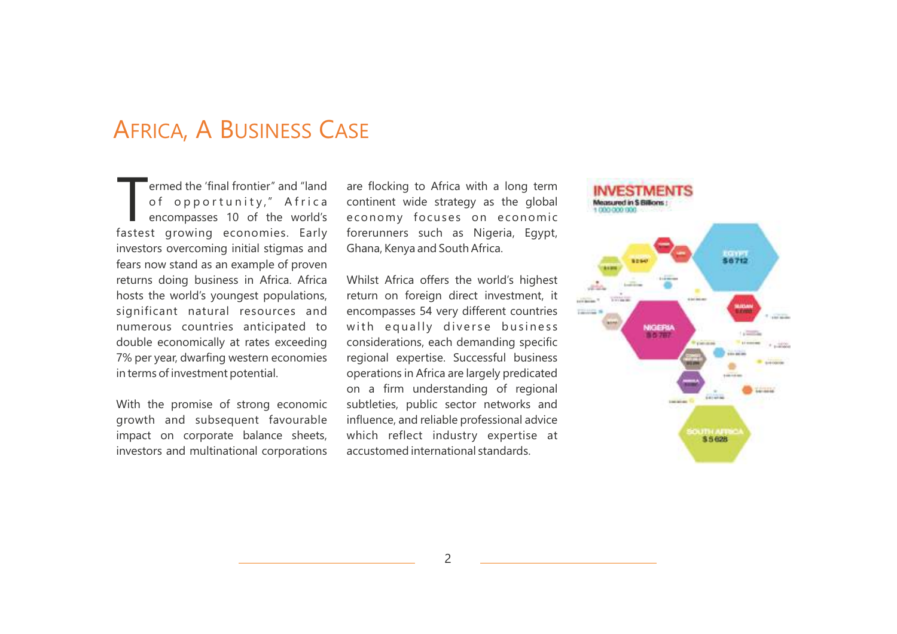# Africa, A Business Case

Termed the 'final frontier" and "land of opportunity," Africa encompasses 10 of the world's fastest growing economies. Early investors overcoming initial stigmas and fears now stand as an example of proven returns doing business in Africa. Africa hosts the world's youngest populations, significant natural resources and numerous countries anticipated to double economically at rates exceeding 7% per year, dwarfing western economies in terms of investment potential.

With the promise of strong economic growth and subsequent favourable impact on corporate balance sheets, investors and multinational corporations are flocking to Africa with a long term continent wide strategy as the global economy focuses on economic forerunners such as Nigeria, Egypt, Ghana, Kenya and South Africa.

Whilst Africa offers the world's highest return on foreign direct investment, it encompasses 54 very different countries with equally diverse business considerations, each demanding specific regional expertise. Successful business operations in Africa are largely predicated on a firm understanding of regional subtleties, public sector networks and influence, and reliable professional advice which reflect industry expertise at accustomed international standards.

**INVESTMENTS**
Measured in $ Billions : 1 000 000 000

EGYPT $6712

NIGERIA $5 787

SOUTH AFRICA $5 628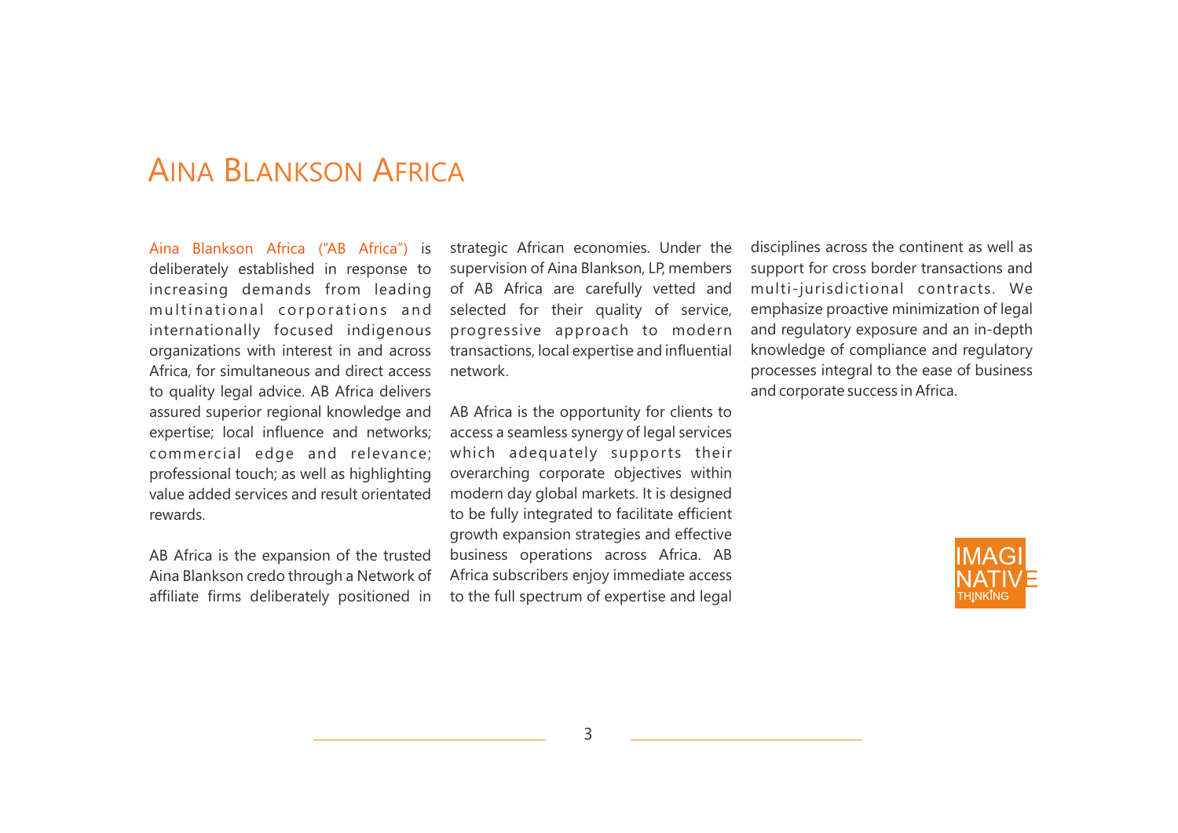# AINA BLANKSON AFRICA

Aina Blankson Africa ("AB Africa") is deliberately established in response to increasing demands from leading multinational corporations and internationally focused indigenous organizations with interest in and across Africa, for simultaneous and direct access to quality legal advice. AB Africa delivers assured superior regional knowledge and expertise; local influence and networks; commercial edge and relevance; professional touch; as well as highlighting value added services and result orientated rewards.

AB Africa is the expansion of the trusted Aina Blankson credo through a Network of affiliate firms deliberately positioned in strategic African economies. Under the supervision of Aina Blankson, LP, members of AB Africa are carefully vetted and selected for their quality of service, progressive approach to modern transactions, local expertise and influential network.

AB Africa is the opportunity for clients to access a seamless synergy of legal services which adequately supports their overarching corporate objectives within modern day global markets. It is designed to be fully integrated to facilitate efficient growth expansion strategies and effective business operations across Africa. AB Africa subscribers enjoy immediate access to the full spectrum of expertise and legal disciplines across the continent as well as support for cross border transactions and multi-jurisdictional contracts. We emphasize proactive minimization of legal and regulatory exposure and an in-depth knowledge of compliance and regulatory processes integral to the ease of business and corporate success in Africa.

IMAGINATIVE THINKING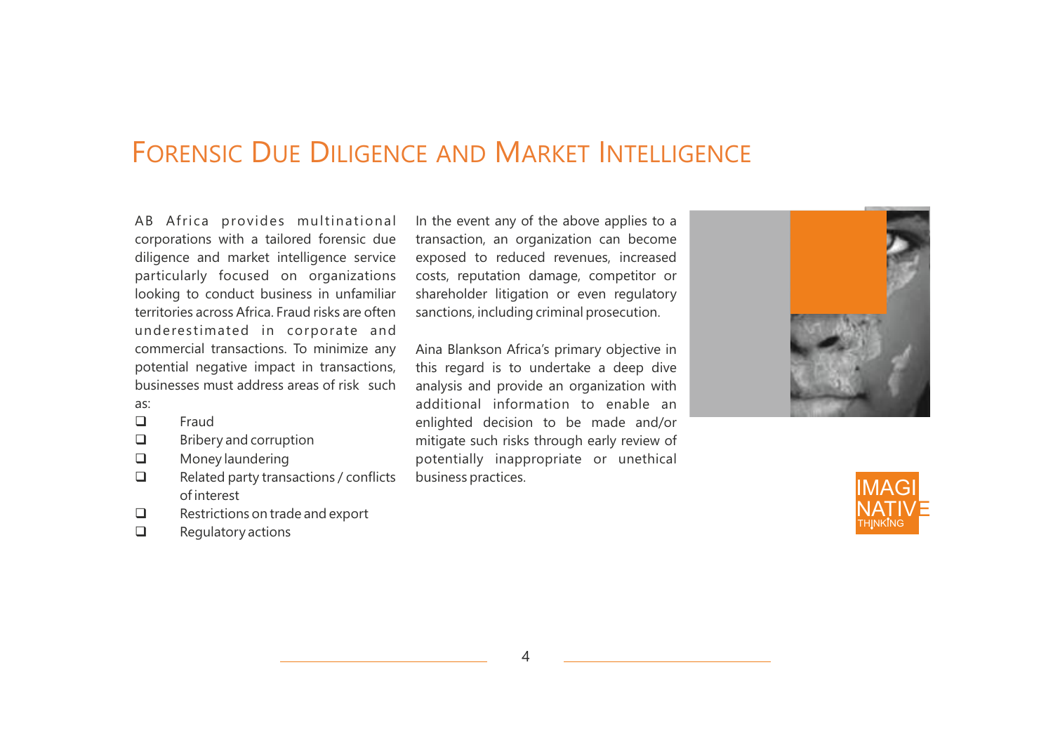# Forensic Due Diligence and Market Intelligence

AB Africa provides multinational corporations with a tailored forensic due diligence and market intelligence service particularly focused on organizations looking to conduct business in unfamiliar territories across Africa. Fraud risks are often underestimated in corporate and commercial transactions. To minimize any potential negative impact in transactions, businesses must address areas of risk such as:

- Fraud
- Bribery and corruption
- Money laundering
- Related party transactions / conflicts of interest
- Restrictions on trade and export
- Regulatory actions

In the event any of the above applies to a transaction, an organization can become exposed to reduced revenues, increased costs, reputation damage, competitor or shareholder litigation or even regulatory sanctions, including criminal prosecution.

Aina Blankson Africa's primary objective in this regard is to undertake a deep dive analysis and provide an organization with additional information to enable an enlighted decision to be made and/or mitigate such risks through early review of potentially inappropriate or unethical business practices.

IMAGINATIVE THINKING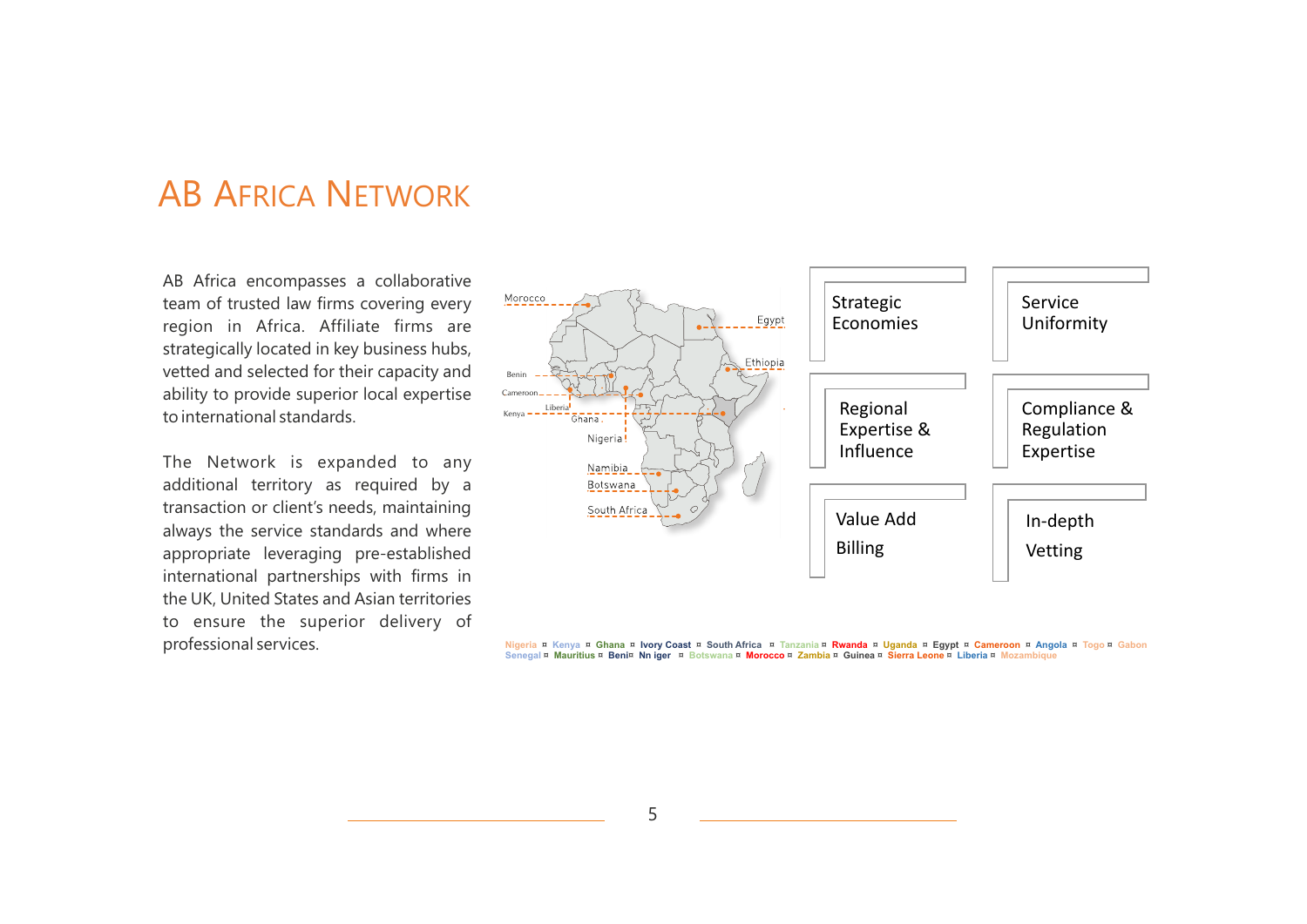# AB Africa Network

AB Africa encompasses a collaborative team of trusted law firms covering every region in Africa. Affiliate firms are strategically located in key business hubs, vetted and selected for their capacity and ability to provide superior local expertise to international standards.

The Network is expanded to any additional territory as required by a transaction or client's needs, maintaining always the service standards and where appropriate leveraging pre-established international partnerships with firms in the UK, United States and Asian territories to ensure the superior delivery of professional services.

Morocco · Egypt · Ethiopia · Benin · Cameroon · Liberia · Kenya · Ghana · Nigeria · Namibia · Botswana · South Africa

- Strategic Economies
- Service Uniformity
- Regional Expertise & Influence
- Compliance & Regulation Expertise
- Value Add Billing
- In-depth Vetting

Nigeria ¤ Kenya ¤ Ghana ¤ Ivory Coast ¤ South Africa ¤ Tanzania ¤ Rwanda ¤ Uganda ¤ Egypt ¤ Cameroon ¤ Angola ¤ Togo ¤ Gabon Senegal ¤ Mauritius ¤ Beni¤ Nn iger ¤ Botswana ¤ Morocco ¤ Zambia ¤ Guinea ¤ Sierra Leone ¤ Liberia ¤ Mozambique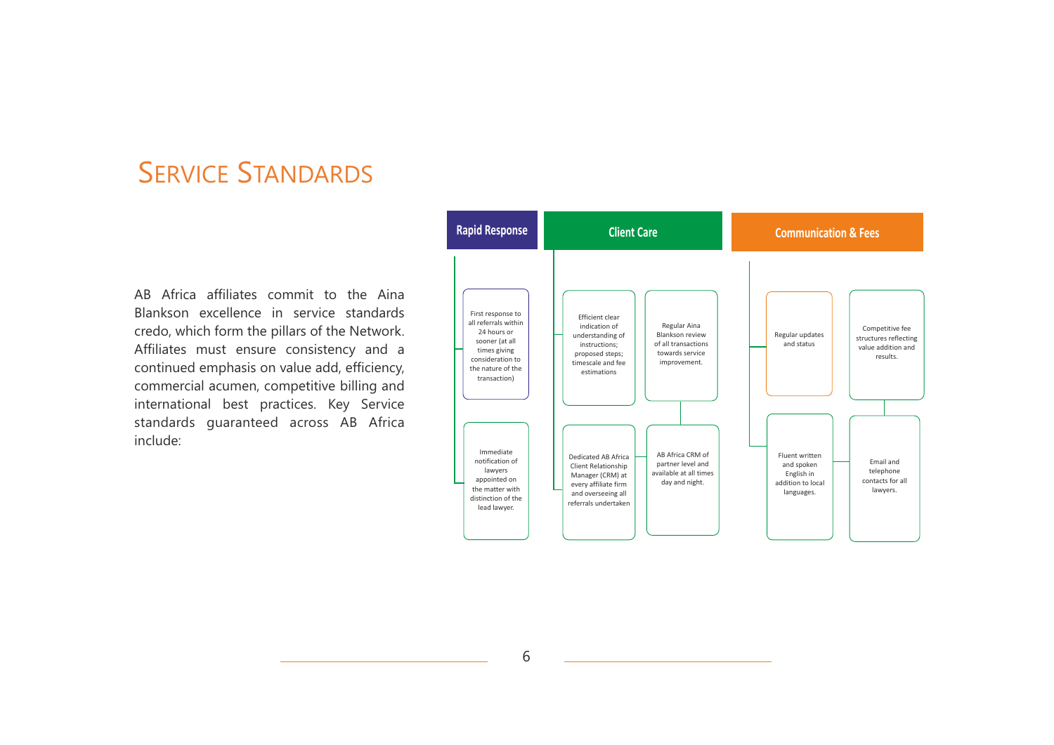# Service Standards

AB Africa affiliates commit to the Aina Blankson excellence in service standards credo, which form the pillars of the Network. Affiliates must ensure consistency and a continued emphasis on value add, efficiency, commercial acumen, competitive billing and international best practices. Key Service standards guaranteed across AB Africa include:

## Rapid Response

- First response to all referrals within 24 hours or sooner (at all times giving consideration to the nature of the transaction)
- Immediate notification of lawyers appointed on the matter with distinction of the lead lawyer.

## Client Care

- Efficient clear indication of understanding of instructions; proposed steps; timescale and fee estimations
- Regular Aina Blankson review of all transactions towards service improvement.
- Dedicated AB Africa Client Relationship Manager (CRM) at every affiliate firm and overseeing all referrals undertaken
- AB Africa CRM of partner level and available at all times day and night.

## Communication & Fees

- Regular updates and status
- Competitive fee structures reflecting value addition and results.
- Fluent written and spoken English in addition to local languages.
- Email and telephone contacts for all lawyers.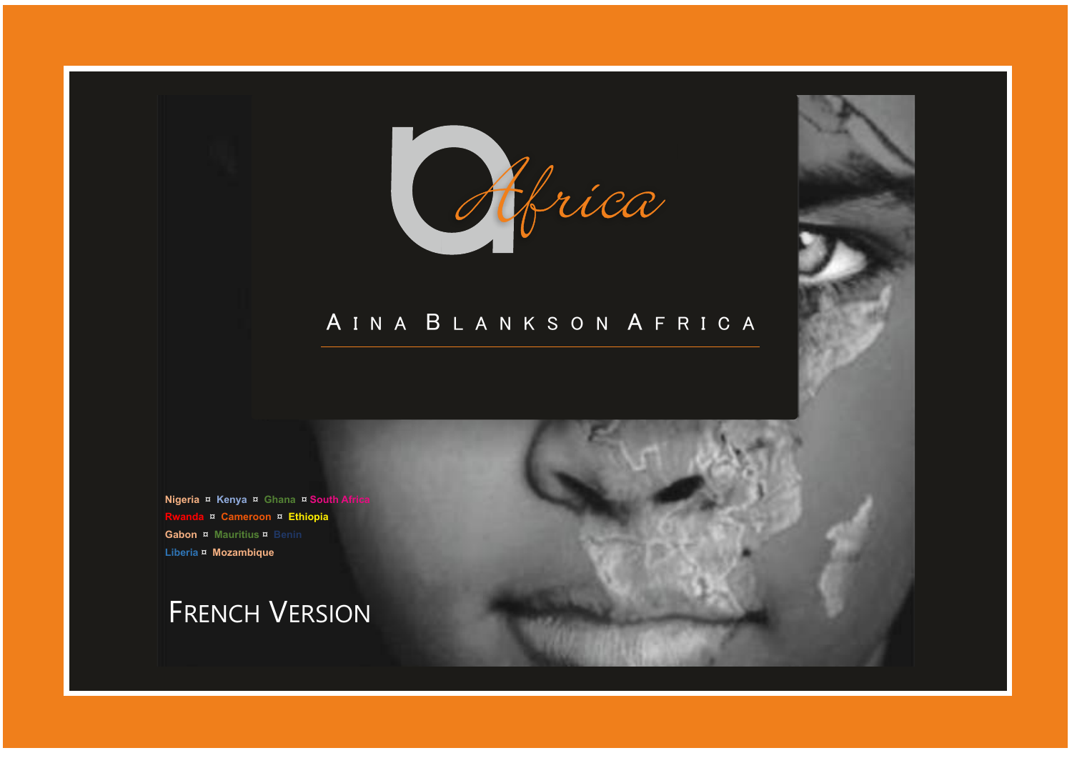# Africa

## AINA BLANKSON AFRICA

Nigeria ¤ Kenya ¤ Ghana ¤ South Africa
Rwanda ¤ Cameroon ¤ Ethiopia
Gabon ¤ Mauritius ¤ Benin
Liberia ¤ Mozambique

## FRENCH VERSION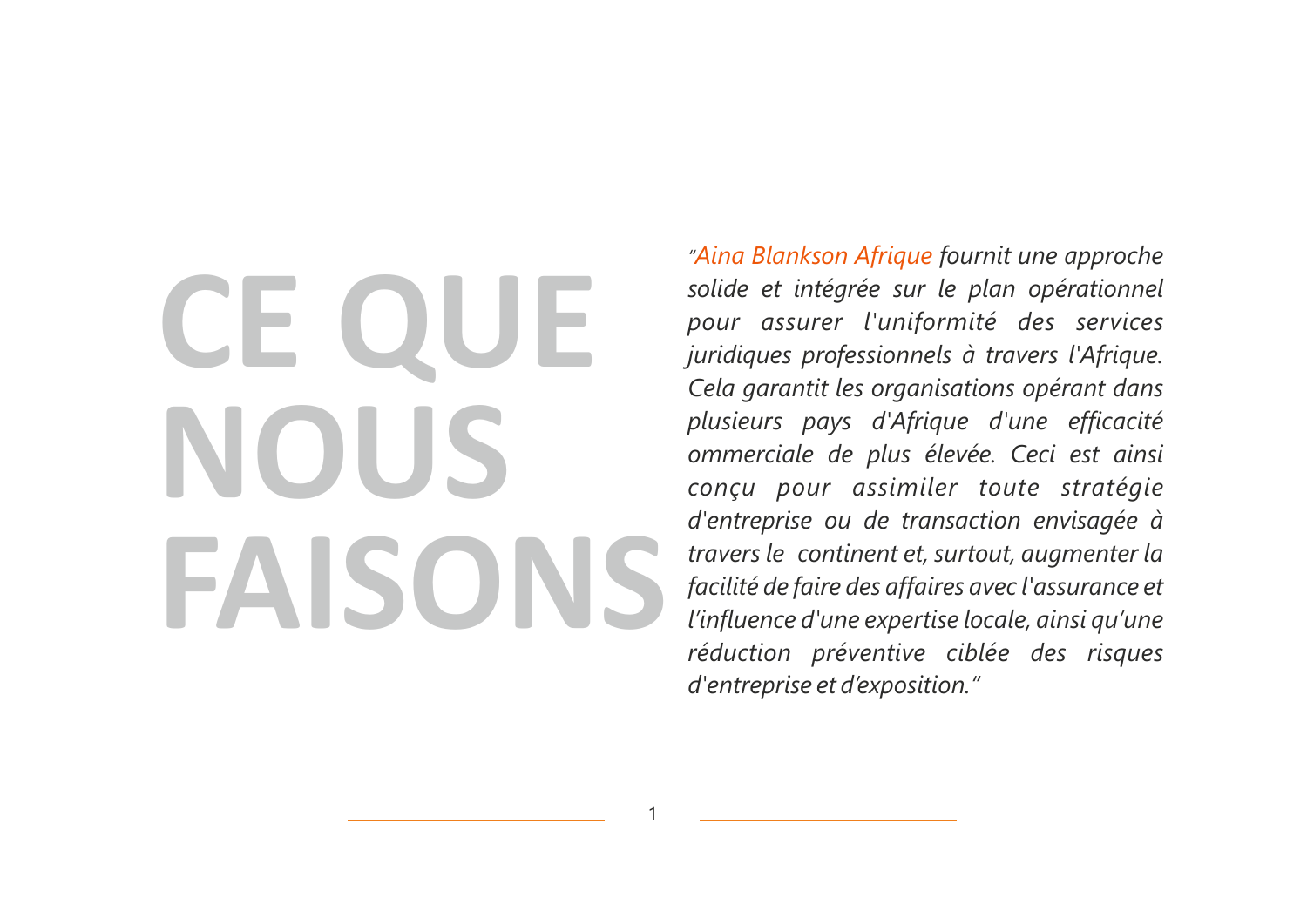# CE QUE NOUS FAISONS

*"Aina Blankson Afrique fournit une approche solide et intégrée sur le plan opérationnel pour assurer l'uniformité des services juridiques professionnels à travers l'Afrique. Cela garantit les organisations opérant dans plusieurs pays d'Afrique d'une efficacité ommerciale de plus élevée. Ceci est ainsi conçu pour assimiler toute stratégie d'entreprise ou de transaction envisagée à travers le continent et, surtout, augmenter la facilité de faire des affaires avec l'assurance et l'influence d'une expertise locale, ainsi qu'une réduction préventive ciblée des risques d'entreprise et d'exposition."*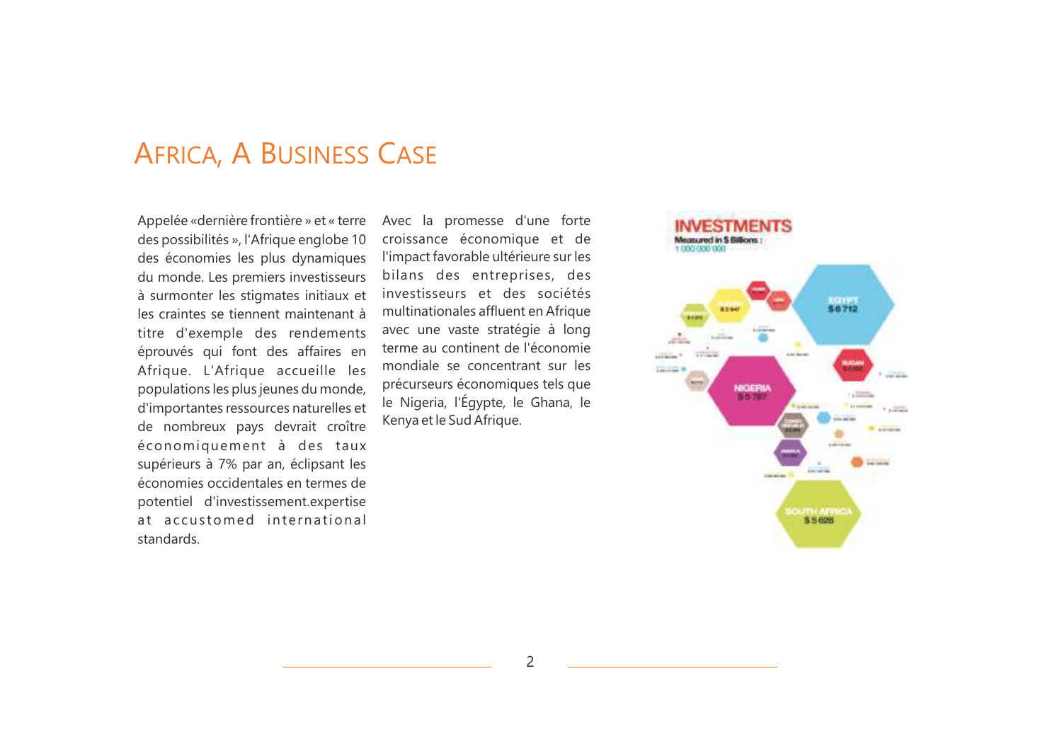# Africa, a Business Case

Appelée «dernière frontière » et « terre des possibilités », l'Afrique englobe 10 des économies les plus dynamiques du monde. Les premiers investisseurs à surmonter les stigmates initiaux et les craintes se tiennent maintenant à titre d'exemple des rendements éprouvés qui font des affaires en Afrique. L'Afrique accueille les populations les plus jeunes du monde, d'importantes ressources naturelles et de nombreux pays devrait croître économiquement à des taux supérieurs à 7% par an, éclipsant les économies occidentales en termes de potentiel d'investissement.expertise at accustomed international standards.

Avec la promesse d'une forte croissance économique et de l'impact favorable ultérieure sur les bilans des entreprises, des investisseurs et des sociétés multinationales affluent en Afrique avec une vaste stratégie à long terme au continent de l'économie mondiale se concentrant sur les précurseurs économiques tels que le Nigeria, l'Égypte, le Ghana, le Kenya et le Sud Afrique.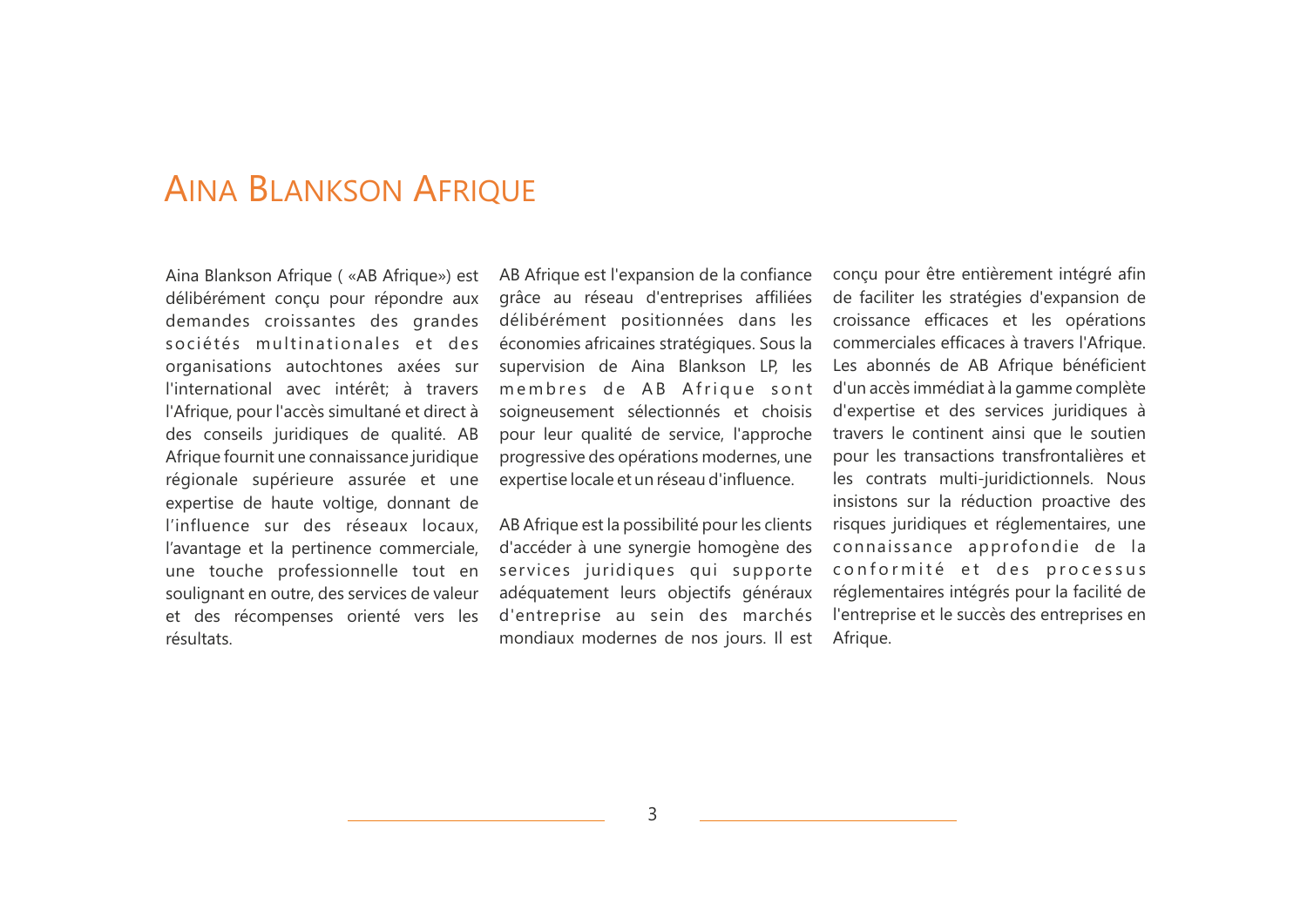# Aina Blankson Afrique

Aina Blankson Afrique ( «AB Afrique») est délibérément conçu pour répondre aux demandes croissantes des grandes sociétés multinationales et des organisations autochtones axées sur l'international avec intérêt; à travers l'Afrique, pour l'accès simultané et direct à des conseils juridiques de qualité. AB Afrique fournit une connaissance juridique régionale supérieure assurée et une expertise de haute voltige, donnant de l'influence sur des réseaux locaux, l'avantage et la pertinence commerciale, une touche professionnelle tout en soulignant en outre, des services de valeur et des récompenses orienté vers les résultats.

AB Afrique est l'expansion de la confiance grâce au réseau d'entreprises affiliées délibérément positionnées dans les économies africaines stratégiques. Sous la supervision de Aina Blankson LP, les membres de AB Afrique sont soigneusement sélectionnés et choisis pour leur qualité de service, l'approche progressive des opérations modernes, une expertise locale et un réseau d'influence.

AB Afrique est la possibilité pour les clients d'accéder à une synergie homogène des services juridiques qui supporte adéquatement leurs objectifs généraux d'entreprise au sein des marchés mondiaux modernes de nos jours. Il est conçu pour être entièrement intégré afin de faciliter les stratégies d'expansion de croissance efficaces et les opérations commerciales efficaces à travers l'Afrique. Les abonnés de AB Afrique bénéficient d'un accès immédiat à la gamme complète d'expertise et des services juridiques à travers le continent ainsi que le soutien pour les transactions transfrontalières et les contrats multi-juridictionnels. Nous insistons sur la réduction proactive des risques juridiques et réglementaires, une connaissance approfondie de la conformité et des processus réglementaires intégrés pour la facilité de l'entreprise et le succès des entreprises en Afrique.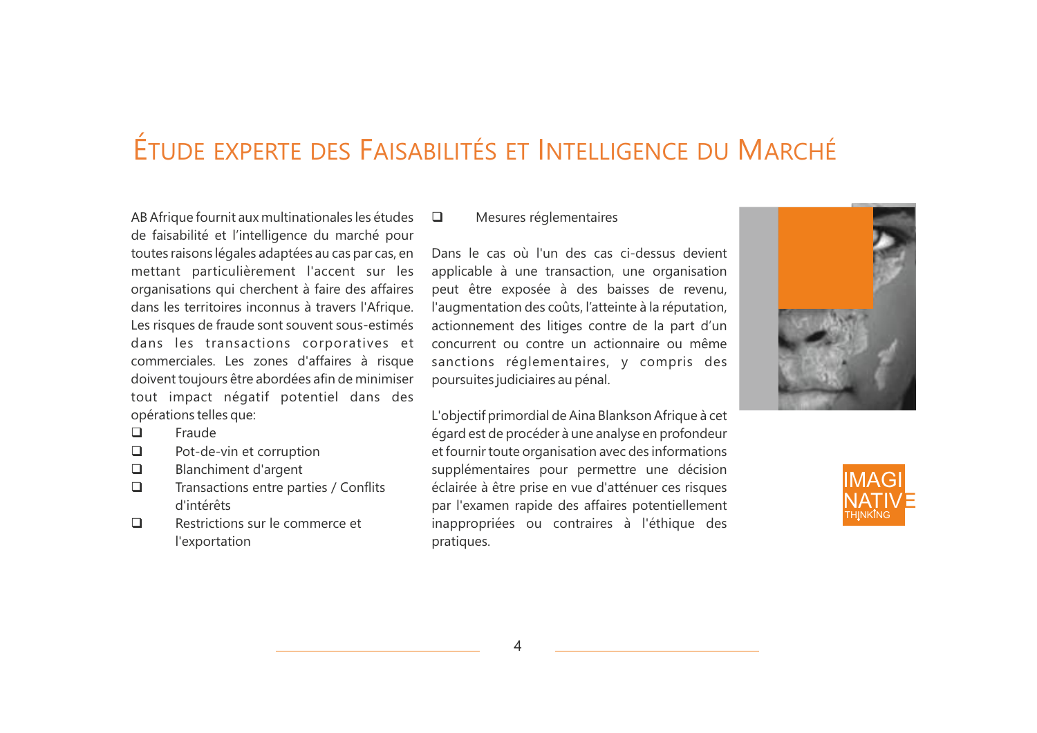# ÉTUDE EXPERTE DES FAISABILITÉS ET INTELLIGENCE DU MARCHÉ

AB Afrique fournit aux multinationales les études de faisabilité et l'intelligence du marché pour toutes raisons légales adaptées au cas par cas, en mettant particulièrement l'accent sur les organisations qui cherchent à faire des affaires dans les territoires inconnus à travers l'Afrique. Les risques de fraude sont souvent sous-estimés dans les transactions corporatives et commerciales. Les zones d'affaires à risque doivent toujours être abordées afin de minimiser tout impact négatif potentiel dans des opérations telles que:

- Fraude
- Pot-de-vin et corruption
- Blanchiment d'argent
- Transactions entre parties / Conflits d'intérêts
- Restrictions sur le commerce et l'exportation
- Mesures réglementaires

Dans le cas où l'un des cas ci-dessus devient applicable à une transaction, une organisation peut être exposée à des baisses de revenu, l'augmentation des coûts, l'atteinte à la réputation, actionnement des litiges contre de la part d'un concurrent ou contre un actionnaire ou même sanctions réglementaires, y compris des poursuites judiciaires au pénal.

L'objectif primordial de Aina Blankson Afrique à cet égard est de procéder à une analyse en profondeur et fournir toute organisation avec des informations supplémentaires pour permettre une décision éclairée à être prise en vue d'atténuer ces risques par l'examen rapide des affaires potentiellement inappropriées ou contraires à l'éthique des pratiques.

IMAGINATIVE THINKING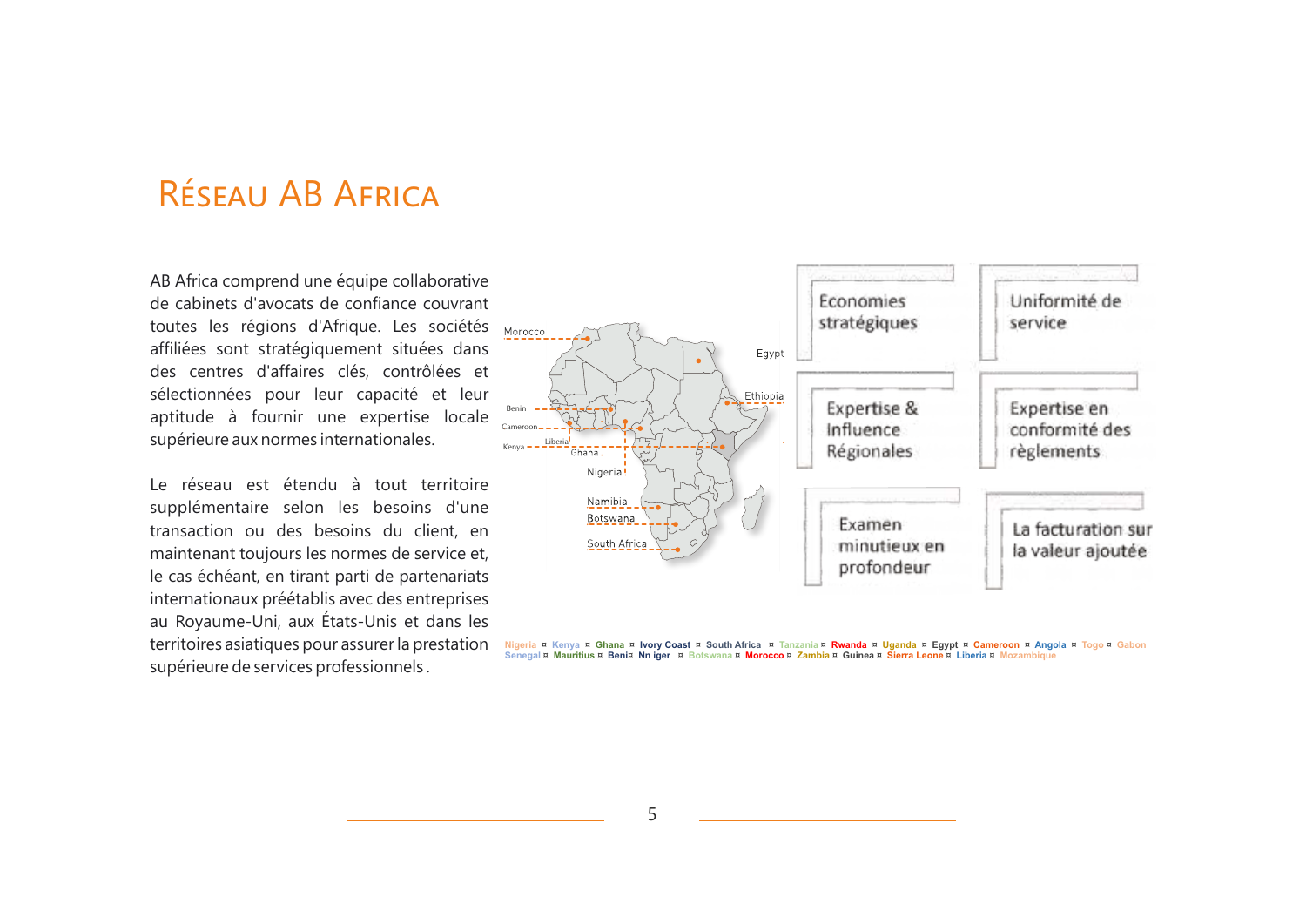# Réseau AB Africa

AB Africa comprend une équipe collaborative de cabinets d'avocats de confiance couvrant toutes les régions d'Afrique. Les sociétés affiliées sont stratégiquement situées dans des centres d'affaires clés, contrôlées et sélectionnées pour leur capacité et leur aptitude à fournir une expertise locale supérieure aux normes internationales.

Le réseau est étendu à tout territoire supplémentaire selon les besoins d'une transaction ou des besoins du client, en maintenant toujours les normes de service et, le cas échéant, en tirant parti de partenariats internationaux préétablis avec des entreprises au Royaume-Uni, aux États-Unis et dans les territoires asiatiques pour assurer la prestation supérieure de services professionnels .

Morocco, Egypt, Ethiopia, Benin, Cameroon, Liberia, Kenya, Ghana, Nigeria, Namibia, Botswana, South Africa

- Economies stratégiques
- Uniformité de service
- Expertise & Influence Régionales
- Expertise en conformité des règlements
- Examen minutieux en profondeur
- La facturation sur la valeur ajoutée

Nigeria ¤ Kenya ¤ Ghana ¤ Ivory Coast ¤ South Africa ¤ Tanzania ¤ Rwanda ¤ Uganda ¤ Egypt ¤ Cameroon ¤ Angola ¤ Togo ¤ Gabon Senegal ¤ Mauritius ¤ Beni¤ Nn iger ¤ Botswana ¤ Morocco ¤ Zambia ¤ Guinea ¤ Sierra Leone ¤ Liberia ¤ Mozambique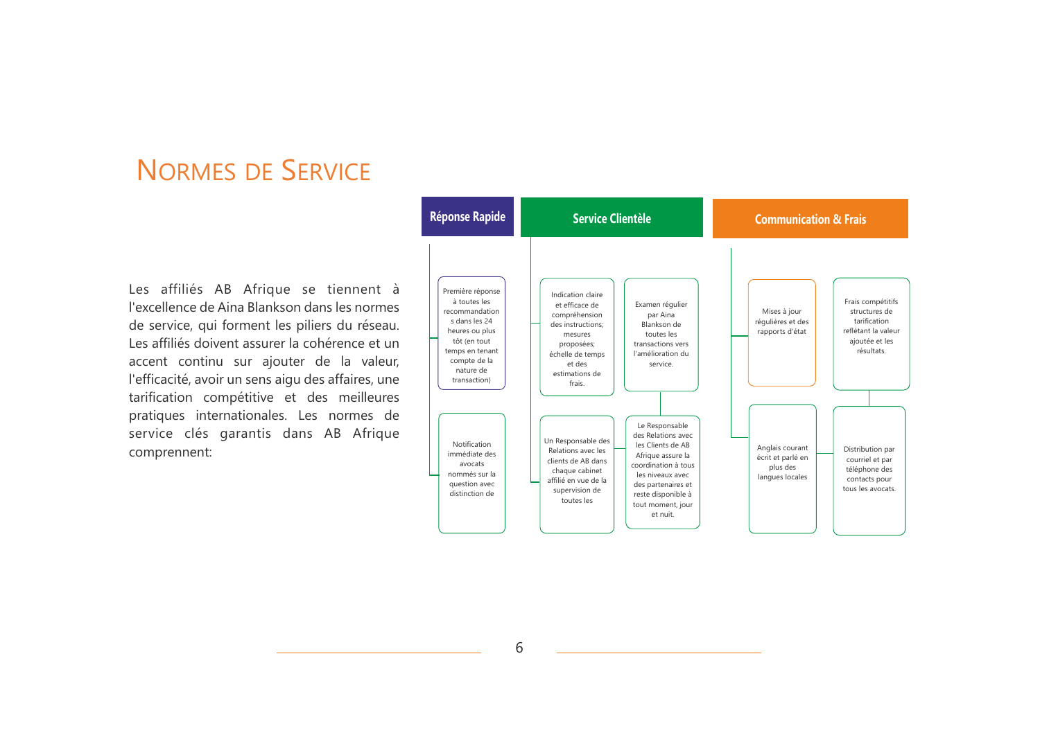# Normes de Service

Les affiliés AB Afrique se tiennent à l'excellence de Aina Blankson dans les normes de service, qui forment les piliers du réseau. Les affiliés doivent assurer la cohérence et un accent continu sur ajouter de la valeur, l'efficacité, avoir un sens aigu des affaires, une tarification compétitive et des meilleures pratiques internationales. Les normes de service clés garantis dans AB Afrique comprennent:

## Réponse Rapide

- Première réponse à toutes les recommandations dans les 24 heures ou plus tôt (en tout temps en tenant compte de la nature de transaction)
- Notification immédiate des avocats nommés sur la question avec distinction de

## Service Clientèle

- Indication claire et efficace de compréhension des instructions; mesures proposées; échelle de temps et des estimations de frais.
- Examen régulier par Aina Blankson de toutes les transactions vers l'amélioration du service.
- Un Responsable des Relations avec les clients de AB dans chaque cabinet affilié en vue de la supervision de toutes les
- Le Responsable des Relations avec les Clients de AB Afrique assure la coordination à tous les niveaux avec des partenaires et reste disponible à tout moment, jour et nuit.

## Communication & Frais

- Mises à jour régulières et des rapports d'état
- Frais compétitifs structures de tarification reflétant la valeur ajoutée et les résultats.
- Anglais courant écrit et parlé en plus des langues locales
- Distribution par courriel et par téléphone des contacts pour tous les avocats.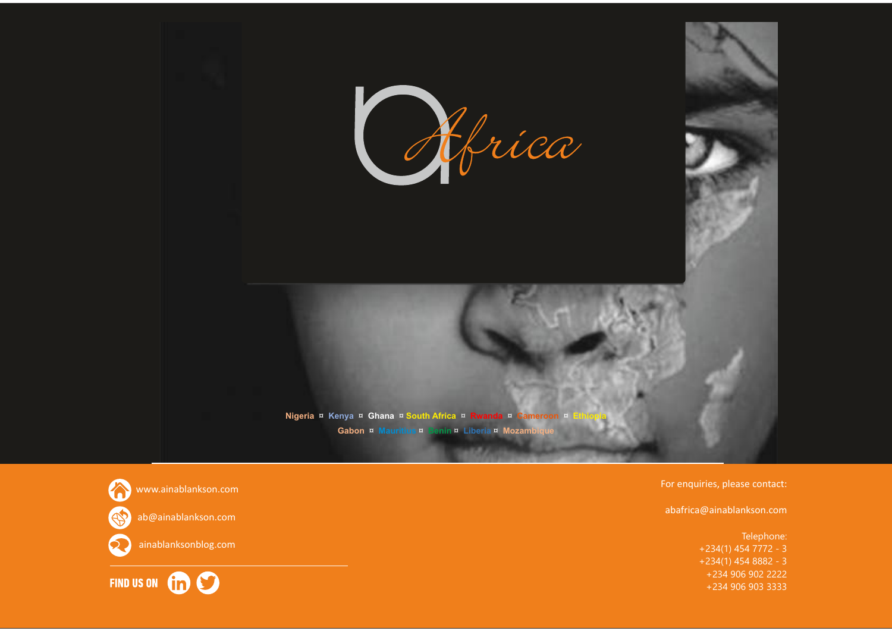# aAfrica

Nigeria ¤ Kenya ¤ Ghana ¤ South Africa ¤ Rwanda ¤ Cameroon ¤ Ethiopia
Gabon ¤ Mauritius ¤ Benin ¤ Liberia ¤ Mozambique

www.ainablankson.com

ab@ainablankson.com

ainablanksonblog.com

FIND US ON

For enquiries, please contact:

abafrica@ainablankson.com

Telephone:
+234(1) 454 7772 - 3
+234(1) 454 8882 - 3
+234 906 902 2222
+234 906 903 3333